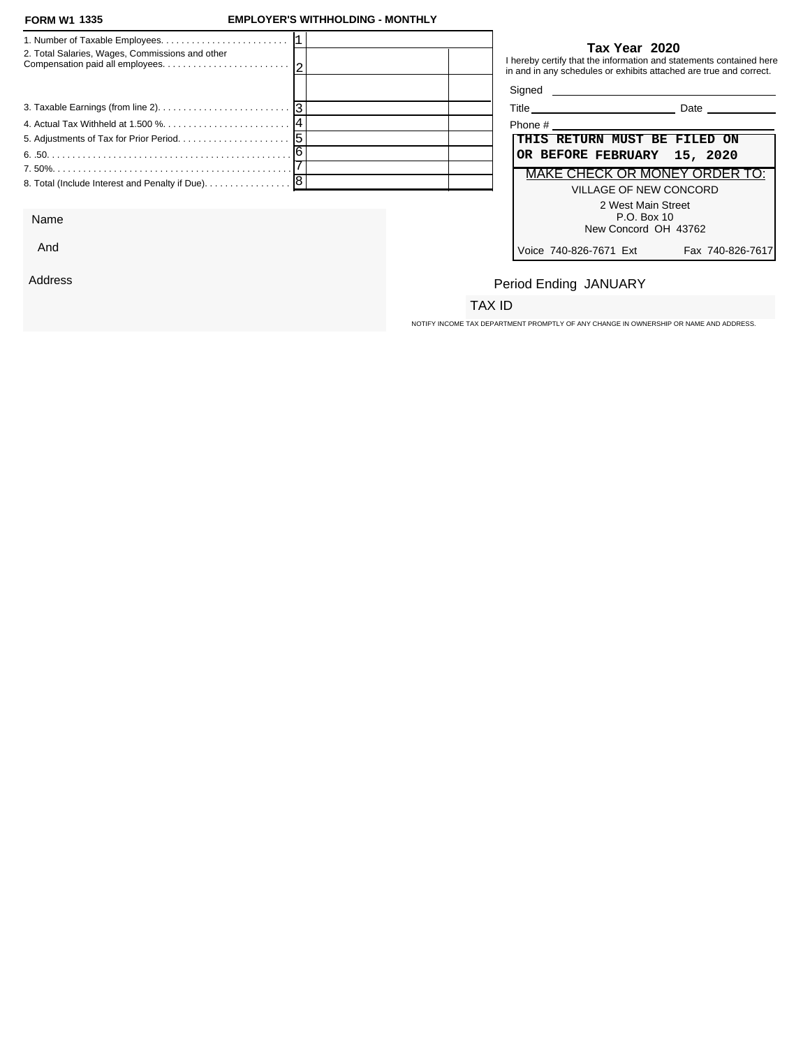**FORM W1 1335** **EMPLOYER'S WITHHOLDING - MONTHLY**

| Line | Description | | | |
|---|---|---|---|---|
| 1. Number of Taxable Employees. | 1 | | | |
| 2. Total Salaries, Wages, Commissions and other Compensation paid all employees. | 2 | | | |
| | | | | |
| 3. Taxable Earnings (from line 2). | 3 | | | |
| 4. Actual Tax Withheld at 1.500 %. | 4 | | | |
| 5. Adjustments of Tax for Prior Period. | 5 | | | |
| 6. .50. | 6 | | | |
| 7. 50%. | 7 | | | |
| 8. Total (Include Interest and Penalty if Due). | 8 | | | |

**Tax Year 2020**

I hereby certify that the information and statements contained here in and in any schedules or exhibits attached are true and correct.

Signed ______________________

Title ______________________ Date ____________

Phone # ______________________

**THIS RETURN MUST BE FILED ON OR BEFORE FEBRUARY 15, 2020**

MAKE CHECK OR MONEY ORDER TO:

VILLAGE OF NEW CONCORD
2 West Main Street
P.O. Box 10
New Concord OH 43762

Voice 740-826-7671 Ext    Fax 740-826-7617

Name

And

Address

Period Ending JANUARY

TAX ID

NOTIFY INCOME TAX DEPARTMENT PROMPTLY OF ANY CHANGE IN OWNERSHIP OR NAME AND ADDRESS.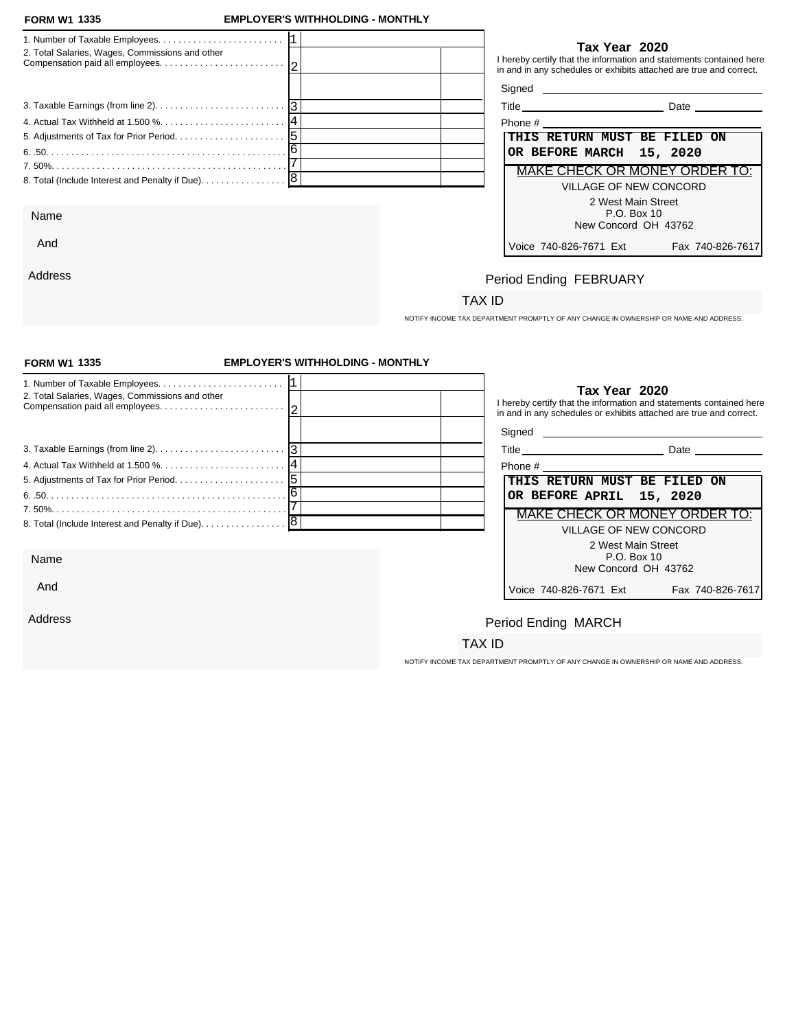**FORM W1 1335** **EMPLOYER'S WITHHOLDING - MONTHLY**

| | | | |
|---|---|---|---|
| 1. Number of Taxable Employees. | 1 | | |
| 2. Total Salaries, Wages, Commissions and other Compensation paid all employees. | 2 | | |
| | | | |
| 3. Taxable Earnings (from line 2). | 3 | | |
| 4. Actual Tax Withheld at 1.500 %. | 4 | | |
| 5. Adjustments of Tax for Prior Period. | 5 | | |
| 6. .50. | 6 | | |
| 7. 50%. | 7 | | |
| 8. Total (Include Interest and Penalty if Due). | 8 | | |

**Tax Year 2020**

I hereby certify that the information and statements contained here in and in any schedules or exhibits attached are true and correct.

Signed \_\_\_\_\_\_\_\_\_\_\_\_\_\_\_\_\_\_\_\_\_\_\_\_

Title \_\_\_\_\_\_\_\_\_\_\_\_\_\_\_\_ Date \_\_\_\_\_\_\_\_

Phone # \_\_\_\_\_\_\_\_\_\_\_\_\_\_\_\_\_\_\_\_\_\_\_\_

**THIS RETURN MUST BE FILED ON OR BEFORE MARCH 15, 2020**

MAKE CHECK OR MONEY ORDER TO:

VILLAGE OF NEW CONCORD
2 West Main Street
P.O. Box 10
New Concord OH 43762

Voice 740-826-7671 Ext Fax 740-826-7617

Name

And

Address

Period Ending FEBRUARY

TAX ID

NOTIFY INCOME TAX DEPARTMENT PROMPTLY OF ANY CHANGE IN OWNERSHIP OR NAME AND ADDRESS.

---

**FORM W1 1335** **EMPLOYER'S WITHHOLDING - MONTHLY**

| | | | |
|---|---|---|---|
| 1. Number of Taxable Employees. | 1 | | |
| 2. Total Salaries, Wages, Commissions and other Compensation paid all employees. | 2 | | |
| | | | |
| 3. Taxable Earnings (from line 2). | 3 | | |
| 4. Actual Tax Withheld at 1.500 %. | 4 | | |
| 5. Adjustments of Tax for Prior Period. | 5 | | |
| 6. .50. | 6 | | |
| 7. 50%. | 7 | | |
| 8. Total (Include Interest and Penalty if Due). | 8 | | |

**Tax Year 2020**

I hereby certify that the information and statements contained here in and in any schedules or exhibits attached are true and correct.

Signed \_\_\_\_\_\_\_\_\_\_\_\_\_\_\_\_\_\_\_\_\_\_\_\_

Title \_\_\_\_\_\_\_\_\_\_\_\_\_\_\_\_ Date \_\_\_\_\_\_\_\_

Phone # \_\_\_\_\_\_\_\_\_\_\_\_\_\_\_\_\_\_\_\_\_\_\_\_

**THIS RETURN MUST BE FILED ON OR BEFORE APRIL 15, 2020**

MAKE CHECK OR MONEY ORDER TO:

VILLAGE OF NEW CONCORD
2 West Main Street
P.O. Box 10
New Concord OH 43762

Voice 740-826-7671 Ext Fax 740-826-7617

Name

And

Address

Period Ending MARCH

TAX ID

NOTIFY INCOME TAX DEPARTMENT PROMPTLY OF ANY CHANGE IN OWNERSHIP OR NAME AND ADDRESS.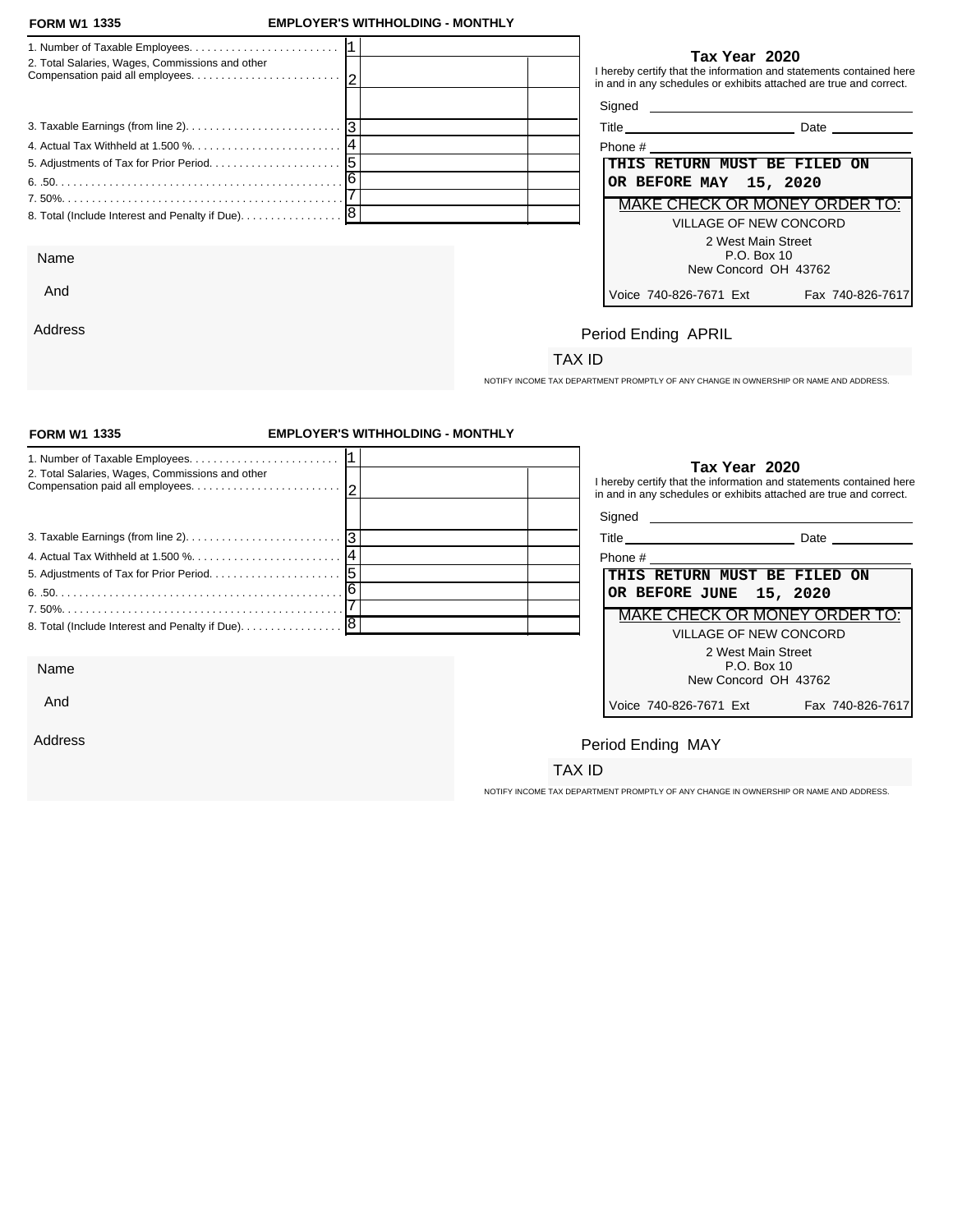**FORM W1 1335** **EMPLOYER'S WITHHOLDING - MONTHLY**

| | | | |
|---|---|---|---|
| 1. Number of Taxable Employees. | 1 | | |
| 2. Total Salaries, Wages, Commissions and other Compensation paid all employees. | 2 | | |
| | | | |
| 3. Taxable Earnings (from line 2). | 3 | | |
| 4. Actual Tax Withheld at 1.500 %. | 4 | | |
| 5. Adjustments of Tax for Prior Period. | 5 | | |
| 6. .50. | 6 | | |
| 7. 50%. | 7 | | |
| 8. Total (Include Interest and Penalty if Due). | 8 | | |

**Tax Year 2020**

I hereby certify that the information and statements contained here in and in any schedules or exhibits attached are true and correct.

Signed ______________________

Title ______________________ Date ____________

Phone # ______________________

**THIS RETURN MUST BE FILED ON OR BEFORE MAY 15, 2020**

MAKE CHECK OR MONEY ORDER TO:

VILLAGE OF NEW CONCORD
2 West Main Street
P.O. Box 10
New Concord OH 43762

Voice 740-826-7671 Ext Fax 740-826-7617

Name

And

Address

Period Ending APRIL

TAX ID

NOTIFY INCOME TAX DEPARTMENT PROMPTLY OF ANY CHANGE IN OWNERSHIP OR NAME AND ADDRESS.

---

**FORM W1 1335** **EMPLOYER'S WITHHOLDING - MONTHLY**

| | | | |
|---|---|---|---|
| 1. Number of Taxable Employees. | 1 | | |
| 2. Total Salaries, Wages, Commissions and other Compensation paid all employees. | 2 | | |
| | | | |
| 3. Taxable Earnings (from line 2). | 3 | | |
| 4. Actual Tax Withheld at 1.500 %. | 4 | | |
| 5. Adjustments of Tax for Prior Period. | 5 | | |
| 6. .50. | 6 | | |
| 7. 50%. | 7 | | |
| 8. Total (Include Interest and Penalty if Due). | 8 | | |

**Tax Year 2020**

I hereby certify that the information and statements contained here in and in any schedules or exhibits attached are true and correct.

Signed ______________________

Title ______________________ Date ____________

Phone # ______________________

**THIS RETURN MUST BE FILED ON OR BEFORE JUNE 15, 2020**

MAKE CHECK OR MONEY ORDER TO:

VILLAGE OF NEW CONCORD
2 West Main Street
P.O. Box 10
New Concord OH 43762

Voice 740-826-7671 Ext Fax 740-826-7617

Name

And

Address

Period Ending MAY

TAX ID

NOTIFY INCOME TAX DEPARTMENT PROMPTLY OF ANY CHANGE IN OWNERSHIP OR NAME AND ADDRESS.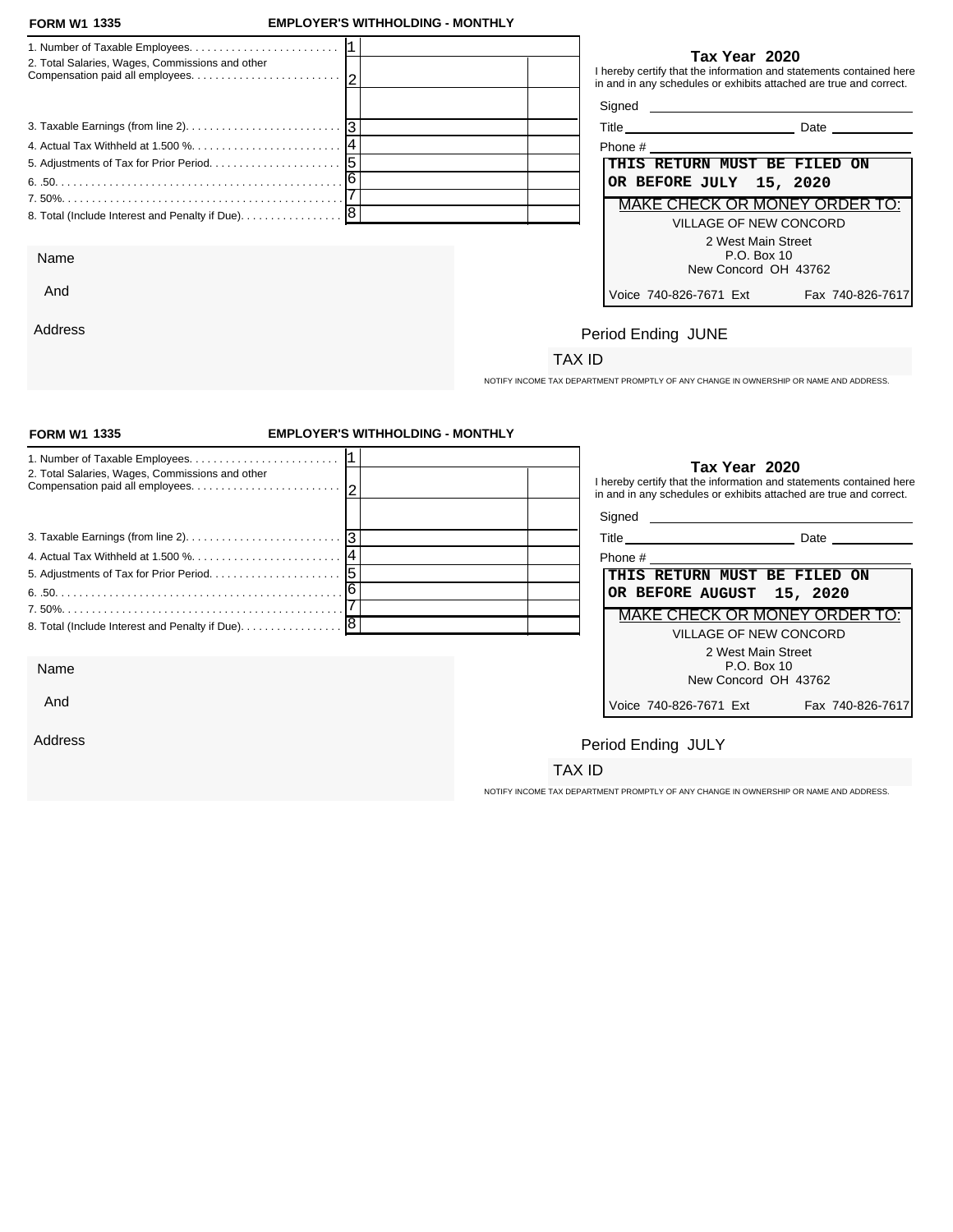**FORM W1 1335** **EMPLOYER'S WITHHOLDING - MONTHLY**

| | | | |
|---|---|---|---|
| 1. Number of Taxable Employees. | 1 | | |
| 2. Total Salaries, Wages, Commissions and other Compensation paid all employees. | 2 | | |
| | | | |
| 3. Taxable Earnings (from line 2). | 3 | | |
| 4. Actual Tax Withheld at 1.500 %. | 4 | | |
| 5. Adjustments of Tax for Prior Period. | 5 | | |
| 6. .50. | 6 | | |
| 7. 50%. | 7 | | |
| 8. Total (Include Interest and Penalty if Due). | 8 | | |

**Tax Year 2020**

I hereby certify that the information and statements contained here in and in any schedules or exhibits attached are true and correct.

Signed \_\_\_\_\_\_\_\_\_\_\_\_\_\_\_\_\_\_\_\_

Title \_\_\_\_\_\_\_\_\_\_\_\_\_\_\_\_ Date \_\_\_\_\_\_\_\_

Phone # \_\_\_\_\_\_\_\_\_\_\_\_\_\_\_\_\_\_\_\_

**THIS RETURN MUST BE FILED ON OR BEFORE JULY 15, 2020**

MAKE CHECK OR MONEY ORDER TO:

VILLAGE OF NEW CONCORD
2 West Main Street
P.O. Box 10
New Concord OH 43762

Voice 740-826-7671 Ext Fax 740-826-7617

Name

And

Address

Period Ending JUNE

TAX ID

NOTIFY INCOME TAX DEPARTMENT PROMPTLY OF ANY CHANGE IN OWNERSHIP OR NAME AND ADDRESS.

---

**FORM W1 1335** **EMPLOYER'S WITHHOLDING - MONTHLY**

| | | | |
|---|---|---|---|
| 1. Number of Taxable Employees. | 1 | | |
| 2. Total Salaries, Wages, Commissions and other Compensation paid all employees. | 2 | | |
| | | | |
| 3. Taxable Earnings (from line 2). | 3 | | |
| 4. Actual Tax Withheld at 1.500 %. | 4 | | |
| 5. Adjustments of Tax for Prior Period. | 5 | | |
| 6. .50. | 6 | | |
| 7. 50%. | 7 | | |
| 8. Total (Include Interest and Penalty if Due). | 8 | | |

**Tax Year 2020**

I hereby certify that the information and statements contained here in and in any schedules or exhibits attached are true and correct.

Signed \_\_\_\_\_\_\_\_\_\_\_\_\_\_\_\_\_\_\_\_

Title \_\_\_\_\_\_\_\_\_\_\_\_\_\_\_\_ Date \_\_\_\_\_\_\_\_

Phone # \_\_\_\_\_\_\_\_\_\_\_\_\_\_\_\_\_\_\_\_

**THIS RETURN MUST BE FILED ON OR BEFORE AUGUST 15, 2020**

MAKE CHECK OR MONEY ORDER TO:

VILLAGE OF NEW CONCORD
2 West Main Street
P.O. Box 10
New Concord OH 43762

Voice 740-826-7671 Ext Fax 740-826-7617

Name

And

Address

Period Ending JULY

TAX ID

NOTIFY INCOME TAX DEPARTMENT PROMPTLY OF ANY CHANGE IN OWNERSHIP OR NAME AND ADDRESS.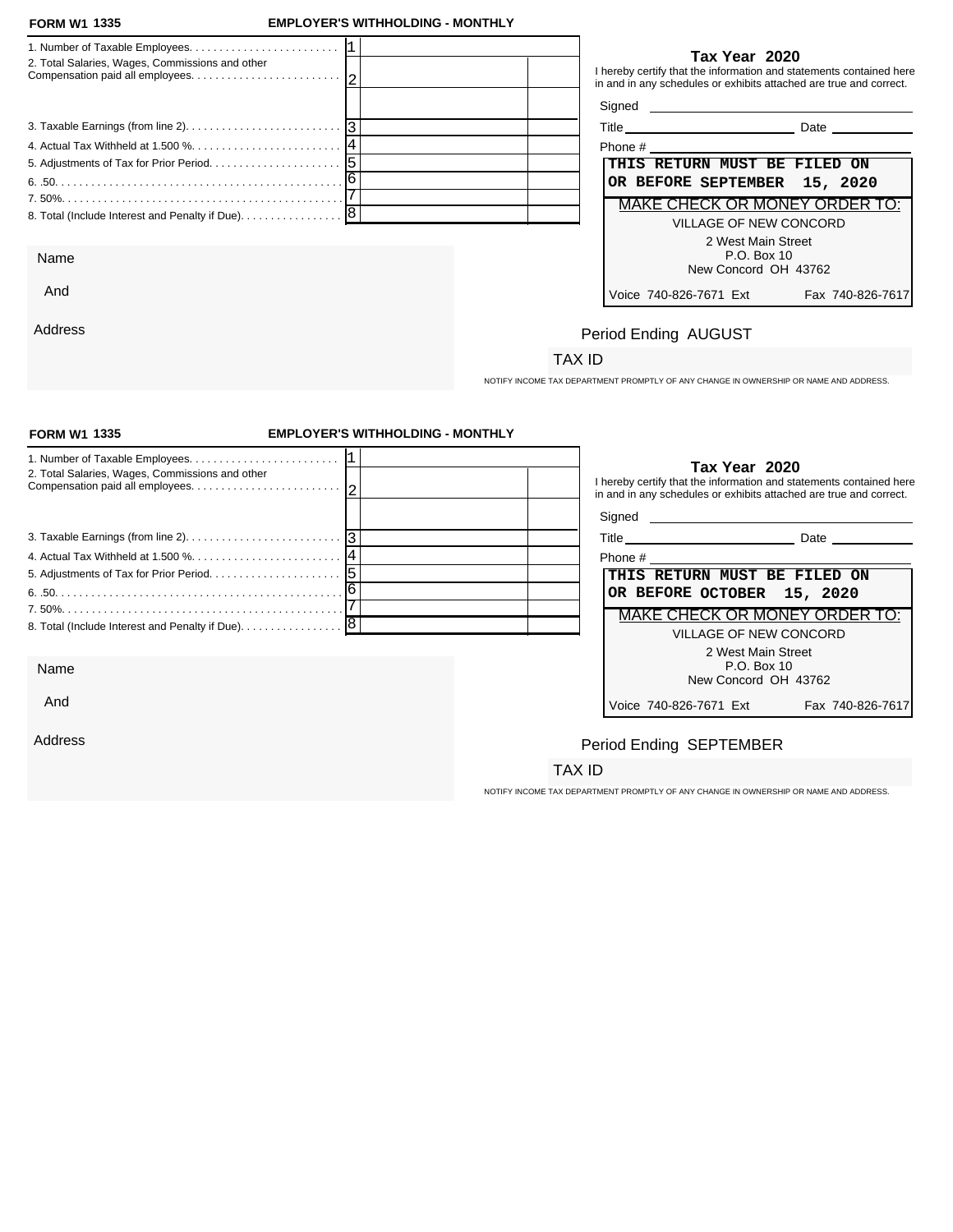**FORM W1 1335** **EMPLOYER'S WITHHOLDING - MONTHLY**

| | | | |
|---|---|---|---|
| 1. Number of Taxable Employees. | 1 | | |
| 2. Total Salaries, Wages, Commissions and other Compensation paid all employees. | 2 | | |
| | | | |
| 3. Taxable Earnings (from line 2). | 3 | | |
| 4. Actual Tax Withheld at 1.500 %. | 4 | | |
| 5. Adjustments of Tax for Prior Period. | 5 | | |
| 6. .50. | 6 | | |
| 7. 50%. | 7 | | |
| 8. Total (Include Interest and Penalty if Due). | 8 | | |

**Tax Year 2020**

I hereby certify that the information and statements contained here in and in any schedules or exhibits attached are true and correct.

Signed

Title Date

Phone #

**THIS RETURN MUST BE FILED ON OR BEFORE SEPTEMBER 15, 2020**

MAKE CHECK OR MONEY ORDER TO:

VILLAGE OF NEW CONCORD
2 West Main Street
P.O. Box 10
New Concord OH 43762

Voice 740-826-7671 Ext Fax 740-826-7617

Name

And

Address

Period Ending AUGUST

TAX ID

NOTIFY INCOME TAX DEPARTMENT PROMPTLY OF ANY CHANGE IN OWNERSHIP OR NAME AND ADDRESS.

**FORM W1 1335** **EMPLOYER'S WITHHOLDING - MONTHLY**

| | | | |
|---|---|---|---|
| 1. Number of Taxable Employees. | 1 | | |
| 2. Total Salaries, Wages, Commissions and other Compensation paid all employees. | 2 | | |
| | | | |
| 3. Taxable Earnings (from line 2). | 3 | | |
| 4. Actual Tax Withheld at 1.500 %. | 4 | | |
| 5. Adjustments of Tax for Prior Period. | 5 | | |
| 6. .50. | 6 | | |
| 7. 50%. | 7 | | |
| 8. Total (Include Interest and Penalty if Due). | 8 | | |

**Tax Year 2020**

I hereby certify that the information and statements contained here in and in any schedules or exhibits attached are true and correct.

Signed

Title Date

Phone #

**THIS RETURN MUST BE FILED ON OR BEFORE OCTOBER 15, 2020**

MAKE CHECK OR MONEY ORDER TO:

VILLAGE OF NEW CONCORD
2 West Main Street
P.O. Box 10
New Concord OH 43762

Voice 740-826-7671 Ext Fax 740-826-7617

Name

And

Address

Period Ending SEPTEMBER

TAX ID

NOTIFY INCOME TAX DEPARTMENT PROMPTLY OF ANY CHANGE IN OWNERSHIP OR NAME AND ADDRESS.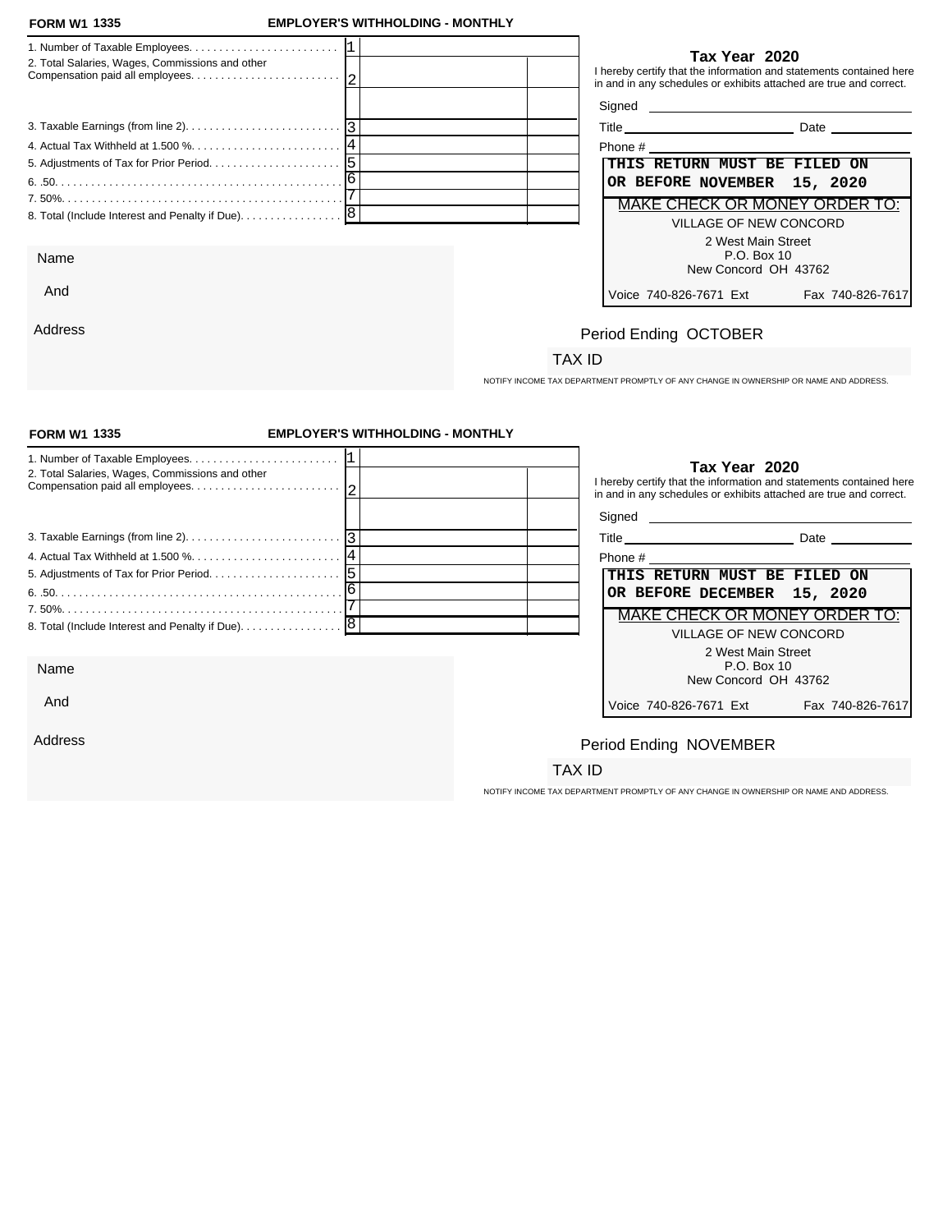**FORM W1 1335** **EMPLOYER'S WITHHOLDING - MONTHLY**

| Line | Description | No. | Amount | |
|---|---|---|---|---|
| 1. | Number of Taxable Employees. . . . . . . . . . . . . . . . . . . . . . . . | 1 | | |
| 2. | Total Salaries, Wages, Commissions and other Compensation paid all employees. . . . . . . . . . . . . . . . . . . . . . . . | 2 | | |
| | | | | |
| 3. | Taxable Earnings (from line 2). . . . . . . . . . . . . . . . . . . . . . . . . . | 3 | | |
| 4. | Actual Tax Withheld at 1.500 %. . . . . . . . . . . . . . . . . . . . . . . . . | 4 | | |
| 5. | Adjustments of Tax for Prior Period. . . . . . . . . . . . . . . . . . . . . | 5 | | |
| 6. | .50. . . . . . . . . . . . . . . . . . . . . . . . . . . . . . . . . . . . . . . . . . . . . . . . | 6 | | |
| 7. | 50%. . . . . . . . . . . . . . . . . . . . . . . . . . . . . . . . . . . . . . . . . . . . . . . | 7 | | |
| 8. | Total (Include Interest and Penalty if Due). . . . . . . . . . . . . . . . . | 8 | | |

**Tax Year 2020**

I hereby certify that the information and statements contained here in and in any schedules or exhibits attached are true and correct.

Signed ______________________

Title ______________________ Date ____________

Phone # ______________________

**THIS RETURN MUST BE FILED ON OR BEFORE NOVEMBER 15, 2020**

MAKE CHECK OR MONEY ORDER TO:

VILLAGE OF NEW CONCORD
2 West Main Street
P.O. Box 10
New Concord OH 43762

Voice 740-826-7671 Ext Fax 740-826-7617

Name

And

Address

Period Ending OCTOBER

TAX ID

NOTIFY INCOME TAX DEPARTMENT PROMPTLY OF ANY CHANGE IN OWNERSHIP OR NAME AND ADDRESS.

---

**FORM W1 1335** **EMPLOYER'S WITHHOLDING - MONTHLY**

| Line | Description | No. | Amount | |
|---|---|---|---|---|
| 1. | Number of Taxable Employees. . . . . . . . . . . . . . . . . . . . . . . . | 1 | | |
| 2. | Total Salaries, Wages, Commissions and other Compensation paid all employees. . . . . . . . . . . . . . . . . . . . . . . . | 2 | | |
| | | | | |
| 3. | Taxable Earnings (from line 2). . . . . . . . . . . . . . . . . . . . . . . . . . | 3 | | |
| 4. | Actual Tax Withheld at 1.500 %. . . . . . . . . . . . . . . . . . . . . . . . . | 4 | | |
| 5. | Adjustments of Tax for Prior Period. . . . . . . . . . . . . . . . . . . . . | 5 | | |
| 6. | .50. . . . . . . . . . . . . . . . . . . . . . . . . . . . . . . . . . . . . . . . . . . . . . . . | 6 | | |
| 7. | 50%. . . . . . . . . . . . . . . . . . . . . . . . . . . . . . . . . . . . . . . . . . . . . . . | 7 | | |
| 8. | Total (Include Interest and Penalty if Due). . . . . . . . . . . . . . . . . | 8 | | |

**Tax Year 2020**

I hereby certify that the information and statements contained here in and in any schedules or exhibits attached are true and correct.

Signed ______________________

Title ______________________ Date ____________

Phone # ______________________

**THIS RETURN MUST BE FILED ON OR BEFORE DECEMBER 15, 2020**

MAKE CHECK OR MONEY ORDER TO:

VILLAGE OF NEW CONCORD
2 West Main Street
P.O. Box 10
New Concord OH 43762

Voice 740-826-7671 Ext Fax 740-826-7617

Name

And

Address

Period Ending NOVEMBER

TAX ID

NOTIFY INCOME TAX DEPARTMENT PROMPTLY OF ANY CHANGE IN OWNERSHIP OR NAME AND ADDRESS.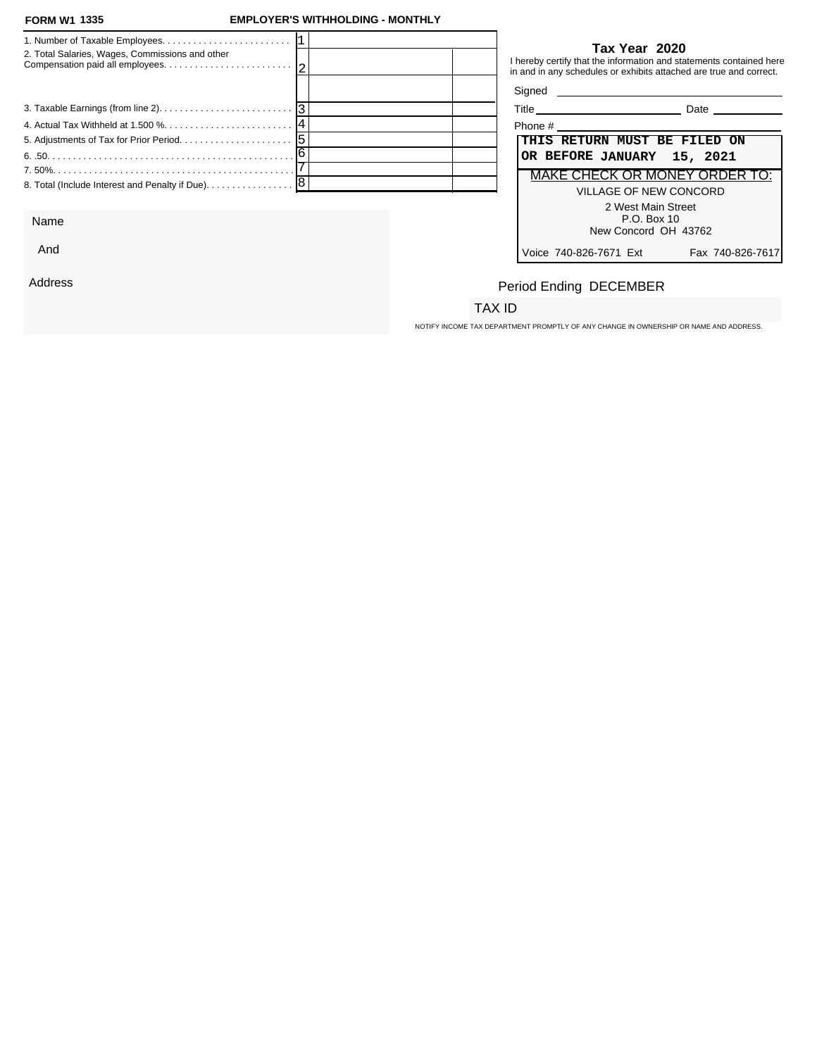**FORM W1 1335** **EMPLOYER'S WITHHOLDING - MONTHLY**

| | | | |
|---|---|---|---|
| 1. Number of Taxable Employees. | 1 | | |
| 2. Total Salaries, Wages, Commissions and other Compensation paid all employees. | 2 | | |
| | | | |
| 3. Taxable Earnings (from line 2). | 3 | | |
| 4. Actual Tax Withheld at 1.500 %. | 4 | | |
| 5. Adjustments of Tax for Prior Period. | 5 | | |
| 6. .50. | 6 | | |
| 7. 50%. | 7 | | |
| 8. Total (Include Interest and Penalty if Due). | 8 | | |

Name

And

Address

**Tax Year 2020**

I hereby certify that the information and statements contained here in and in any schedules or exhibits attached are true and correct.

Signed \_\_\_\_\_\_\_\_\_\_\_\_\_\_\_\_\_\_\_\_\_\_\_\_

Title \_\_\_\_\_\_\_\_\_\_\_\_\_\_\_\_ Date \_\_\_\_\_\_\_\_

Phone # \_\_\_\_\_\_\_\_\_\_\_\_\_\_\_\_\_\_\_\_\_\_\_\_

**THIS RETURN MUST BE FILED ON OR BEFORE JANUARY 15, 2021**

MAKE CHECK OR MONEY ORDER TO:

VILLAGE OF NEW CONCORD
2 West Main Street
P.O. Box 10
New Concord OH 43762

Voice 740-826-7671 Ext Fax 740-826-7617

Period Ending DECEMBER

TAX ID

NOTIFY INCOME TAX DEPARTMENT PROMPTLY OF ANY CHANGE IN OWNERSHIP OR NAME AND ADDRESS.